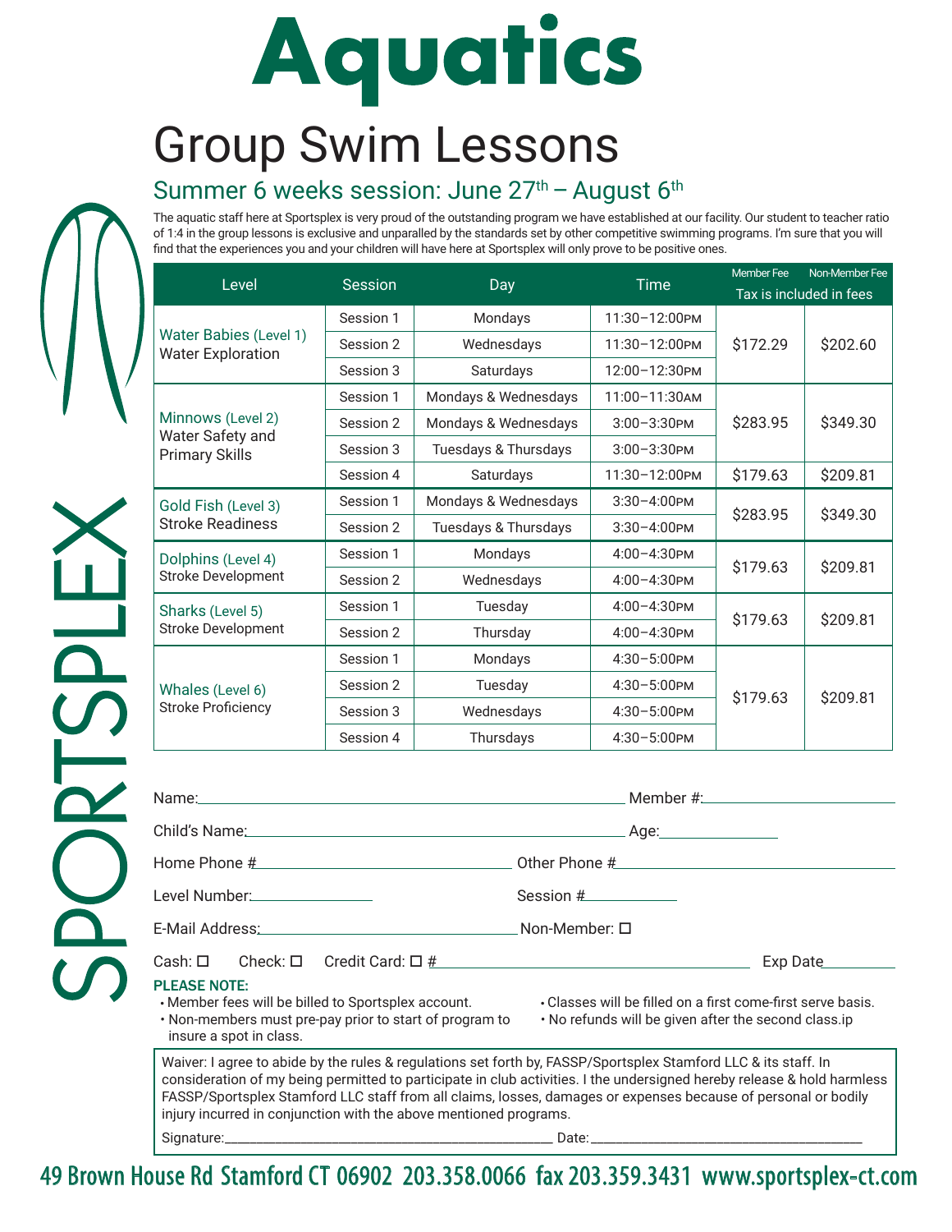# Aquatics

## Group Swim Lessons

### Summer 6 weeks session: June 27th – August 6th

The aquatic staff here at Sportsplex is very proud of the outstanding program we have established at our facility. Our student to teacher ratio of 1:4 in the group lessons is exclusive and unparalled by the standards set by other competitive swimming programs. I'm sure that you will find that the experiences you and your children will have here at Sportsplex will only prove to be positive ones.

| Level | Session | Day | Time | Member Fee | Non-Member Fee |
|---|---|---|---|---|---|
| | | | | Tax is included in fees | |
| Water Babies (Level 1) Water Exploration | Session 1 | Mondays | 11:30–12:00PM | $172.29 | $202.60 |
| | Session 2 | Wednesdays | 11:30–12:00PM | | |
| | Session 3 | Saturdays | 12:00–12:30PM | | |
| Minnows (Level 2) Water Safety and Primary Skills | Session 1 | Mondays & Wednesdays | 11:00–11:30AM | $283.95 | $349.30 |
| | Session 2 | Mondays & Wednesdays | 3:00–3:30PM | | |
| | Session 3 | Tuesdays & Thursdays | 3:00–3:30PM | | |
| | Session 4 | Saturdays | 11:30–12:00PM | $179.63 | $209.81 |
| Gold Fish (Level 3) Stroke Readiness | Session 1 | Mondays & Wednesdays | 3:30–4:00PM | $283.95 | $349.30 |
| | Session 2 | Tuesdays & Thursdays | 3:30–4:00PM | | |
| Dolphins (Level 4) Stroke Development | Session 1 | Mondays | 4:00–4:30PM | $179.63 | $209.81 |
| | Session 2 | Wednesdays | 4:00–4:30PM | | |
| Sharks (Level 5) Stroke Development | Session 1 | Tuesday | 4:00–4:30PM | $179.63 | $209.81 |
| | Session 2 | Thursday | 4:00–4:30PM | | |
| Whales (Level 6) Stroke Proficiency | Session 1 | Mondays | 4:30–5:00PM | $179.63 | $209.81 |
| | Session 2 | Tuesday | 4:30–5:00PM | | |
| | Session 3 | Wednesdays | 4:30–5:00PM | | |
| | Session 4 | Thursdays | 4:30–5:00PM | | |

Name:\_\_\_\_\_\_\_\_\_\_\_\_\_\_\_\_\_\_\_\_\_\_\_\_\_\_\_\_\_\_ Member #:\_\_\_\_\_\_\_\_\_\_\_\_\_\_\_\_

Child's Name:\_\_\_\_\_\_\_\_\_\_\_\_\_\_\_\_\_\_\_\_\_\_\_\_\_\_\_\_\_\_ Age:\_\_\_\_\_\_\_\_

Home Phone #\_\_\_\_\_\_\_\_\_\_\_\_\_\_\_\_\_\_\_\_ Other Phone #\_\_\_\_\_\_\_\_\_\_\_\_\_\_\_\_\_\_\_\_

Level Number:\_\_\_\_\_\_\_\_\_\_ Session #\_\_\_\_\_\_\_\_\_\_

E-Mail Address:\_\_\_\_\_\_\_\_\_\_\_\_\_\_\_\_\_\_\_\_ Non-Member: ☐

Cash: ☐ Check: ☐ Credit Card: ☐ #\_\_\_\_\_\_\_\_\_\_\_\_\_\_\_\_\_\_\_\_\_\_\_\_\_\_\_\_ Exp Date\_\_\_\_\_\_\_\_

**PLEASE NOTE:**

- Member fees will be billed to Sportsplex account.
- Non-members must pre-pay prior to start of program to insure a spot in class.
- Classes will be filled on a first come-first serve basis.
- No refunds will be given after the second class.ip

Waiver: I agree to abide by the rules & regulations set forth by, FASSP/Sportsplex Stamford LLC & its staff. In consideration of my being permitted to participate in club activities. I the undersigned hereby release & hold harmless FASSP/Sportsplex Stamford LLC staff from all claims, losses, damages or expenses because of personal or bodily injury incurred in conjunction with the above mentioned programs.

Signature:\_\_\_\_\_\_\_\_\_\_\_\_\_\_\_\_\_\_\_\_\_\_\_\_\_\_\_\_\_\_ Date:\_\_\_\_\_\_\_\_\_\_\_\_\_\_\_\_\_\_\_\_\_\_\_\_

SPORTSPLEX

49 Brown House Rd Stamford CT 06902 203.358.0066 fax 203.359.3431 www.sportsplex-ct.com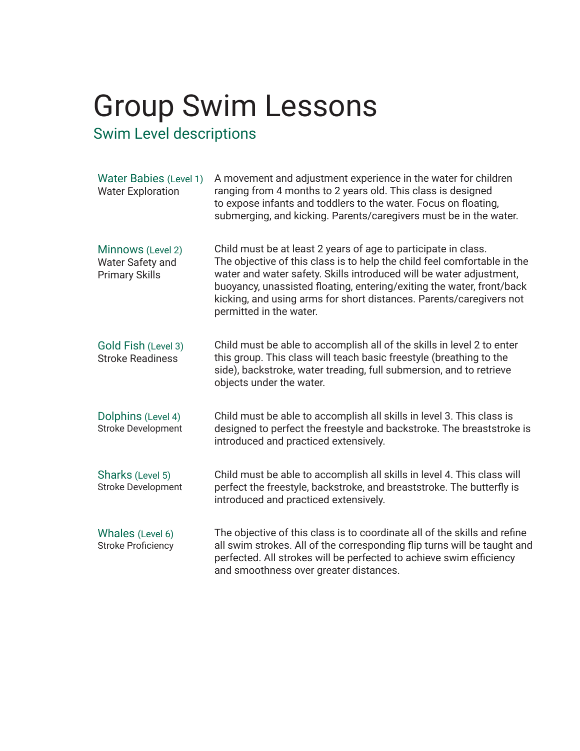# Group Swim Lessons

## Swim Level descriptions

| | |
|---|---|
| Water Babies (Level 1)<br>Water Exploration | A movement and adjustment experience in the water for children ranging from 4 months to 2 years old. This class is designed to expose infants and toddlers to the water. Focus on floating, submerging, and kicking. Parents/caregivers must be in the water. |
| Minnows (Level 2)<br>Water Safety and Primary Skills | Child must be at least 2 years of age to participate in class. The objective of this class is to help the child feel comfortable in the water and water safety. Skills introduced will be water adjustment, buoyancy, unassisted floating, entering/exiting the water, front/back kicking, and using arms for short distances. Parents/caregivers not permitted in the water. |
| Gold Fish (Level 3)<br>Stroke Readiness | Child must be able to accomplish all of the skills in level 2 to enter this group. This class will teach basic freestyle (breathing to the side), backstroke, water treading, full submersion, and to retrieve objects under the water. |
| Dolphins (Level 4)<br>Stroke Development | Child must be able to accomplish all skills in level 3. This class is designed to perfect the freestyle and backstroke. The breaststroke is introduced and practiced extensively. |
| Sharks (Level 5)<br>Stroke Development | Child must be able to accomplish all skills in level 4. This class will perfect the freestyle, backstroke, and breaststroke. The butterfly is introduced and practiced extensively. |
| Whales (Level 6)<br>Stroke Proficiency | The objective of this class is to coordinate all of the skills and refine all swim strokes. All of the corresponding flip turns will be taught and perfected. All strokes will be perfected to achieve swim efficiency and smoothness over greater distances. |